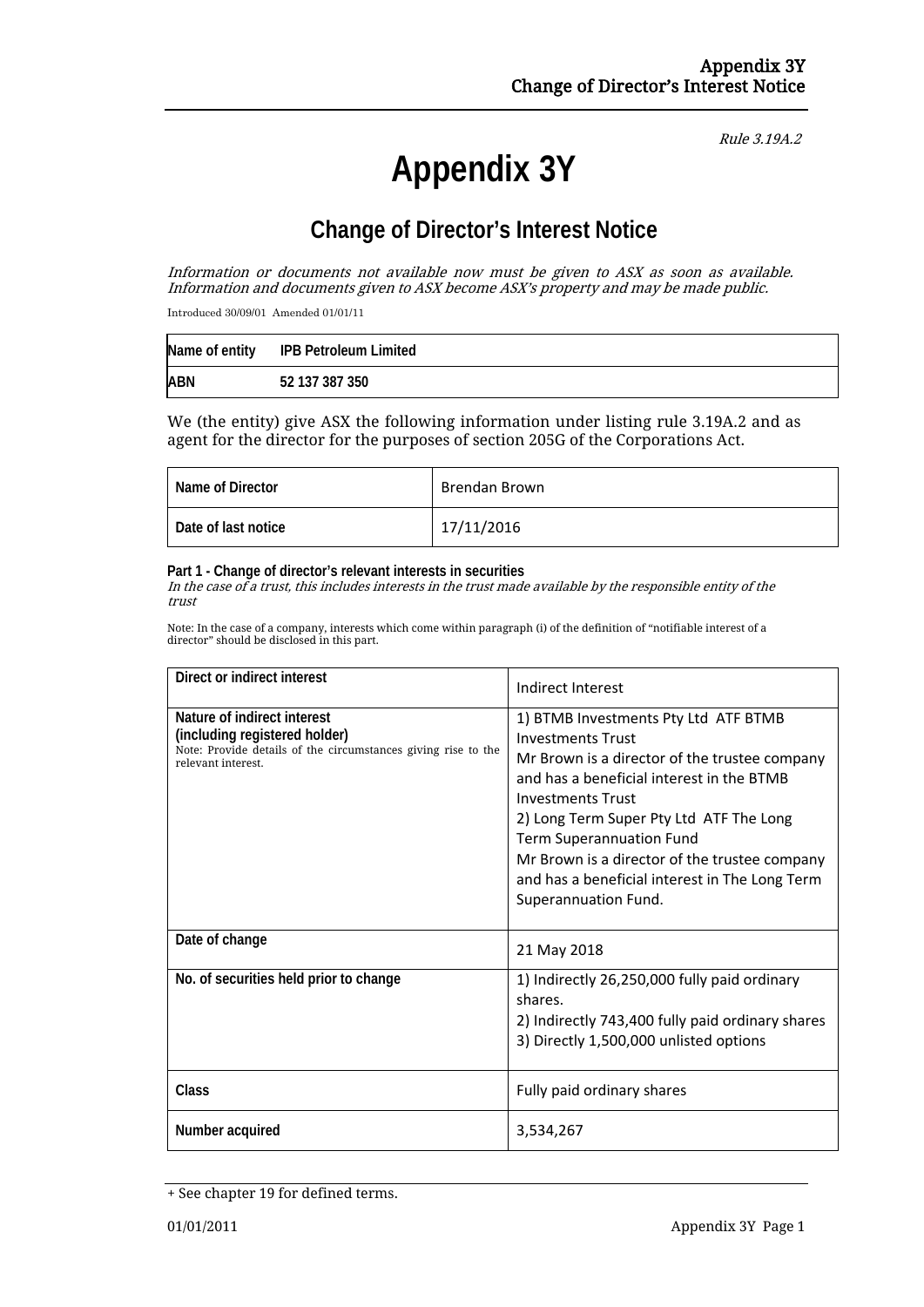*Rule 3.19A.2*

# Appendix 3Y

## Change of Director's Interest Notice

*Information or documents not available now must be given to ASX as soon as available. Information and documents given to ASX become ASX's property and may be made public.*

Introduced 30/09/01 Amended 01/01/11

| Name of entity | IPB Petroleum Limited |
|---|---|
| ABN | 52 137 387 350 |

We (the entity) give ASX the following information under listing rule 3.19A.2 and as agent for the director for the purposes of section 205G of the Corporations Act.

| Name of Director | Brendan Brown |
|---|---|
| Date of last notice | 17/11/2016 |

**Part 1 - Change of director's relevant interests in securities**
*In the case of a trust, this includes interests in the trust made available by the responsible entity of the trust*

Note: In the case of a company, interests which come within paragraph (i) of the definition of "notifiable interest of a director" should be disclosed in this part.

| Direct or indirect interest | Indirect Interest |
|---|---|
| **Nature of indirect interest (including registered holder)**<br>Note: Provide details of the circumstances giving rise to the relevant interest. | 1) BTMB Investments Pty Ltd ATF BTMB Investments Trust<br>Mr Brown is a director of the trustee company and has a beneficial interest in the BTMB Investments Trust<br>2) Long Term Super Pty Ltd ATF The Long Term Superannuation Fund<br>Mr Brown is a director of the trustee company and has a beneficial interest in The Long Term Superannuation Fund. |
| **Date of change** | 21 May 2018 |
| **No. of securities held prior to change** | 1) Indirectly 26,250,000 fully paid ordinary shares.<br>2) Indirectly 743,400 fully paid ordinary shares<br>3) Directly 1,500,000 unlisted options |
| **Class** | Fully paid ordinary shares |
| **Number acquired** | 3,534,267 |

+ See chapter 19 for defined terms.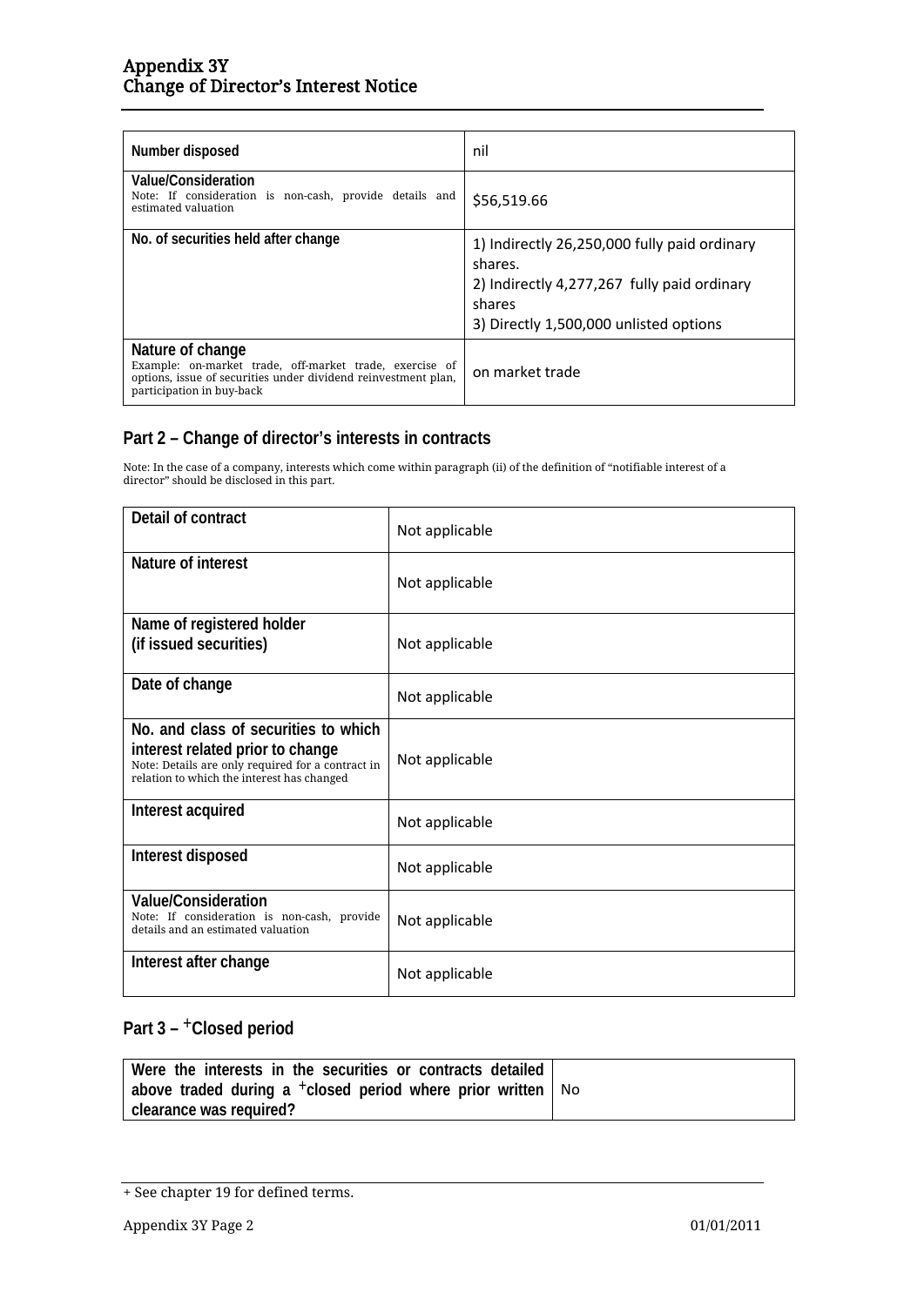| | |
|---|---|
| **Number disposed** | nil |
| **Value/Consideration**<br>Note: If consideration is non-cash, provide details and estimated valuation | $56,519.66 |
| **No. of securities held after change** | 1) Indirectly 26,250,000 fully paid ordinary shares.<br>2) Indirectly 4,277,267 fully paid ordinary shares<br>3) Directly 1,500,000 unlisted options |
| **Nature of change**<br>Example: on-market trade, off-market trade, exercise of options, issue of securities under dividend reinvestment plan, participation in buy-back | on market trade |

## Part 2 – Change of director's interests in contracts

Note: In the case of a company, interests which come within paragraph (ii) of the definition of "notifiable interest of a director" should be disclosed in this part.

| | |
|---|---|
| **Detail of contract** | Not applicable |
| **Nature of interest** | Not applicable |
| **Name of registered holder (if issued securities)** | Not applicable |
| **Date of change** | Not applicable |
| **No. and class of securities to which interest related prior to change**<br>Note: Details are only required for a contract in relation to which the interest has changed | Not applicable |
| **Interest acquired** | Not applicable |
| **Interest disposed** | Not applicable |
| **Value/Consideration**<br>Note: If consideration is non-cash, provide details and an estimated valuation | Not applicable |
| **Interest after change** | Not applicable |

## Part 3 – +Closed period

| | |
|---|---|
| **Were the interests in the securities or contracts detailed above traded during a +closed period where prior written clearance was required?** | No |

+ See chapter 19 for defined terms.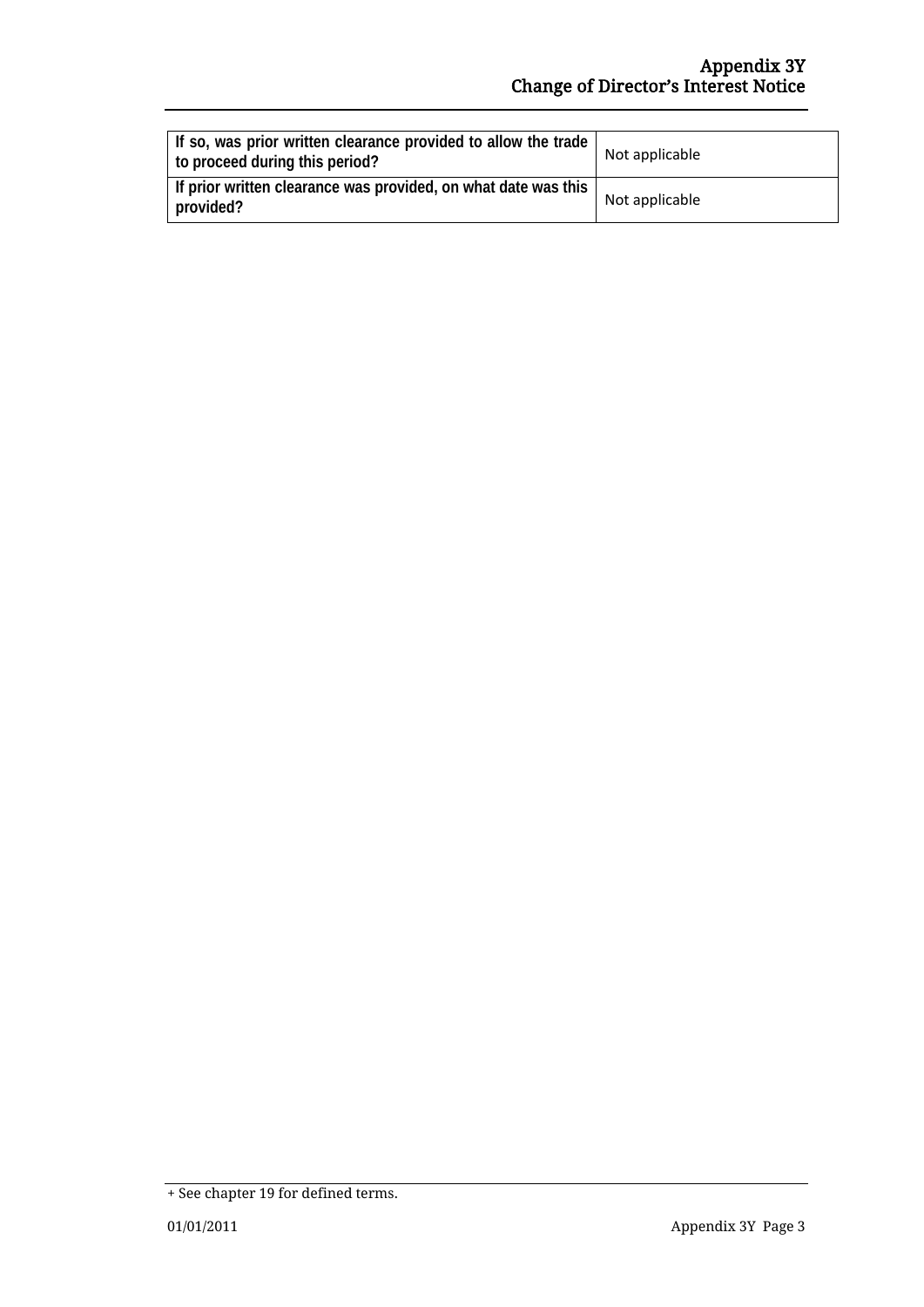| | |
|---|---|
| **If so, was prior written clearance provided to allow the trade to proceed during this period?** | Not applicable |
| **If prior written clearance was provided, on what date was this provided?** | Not applicable |

+ See chapter 19 for defined terms.